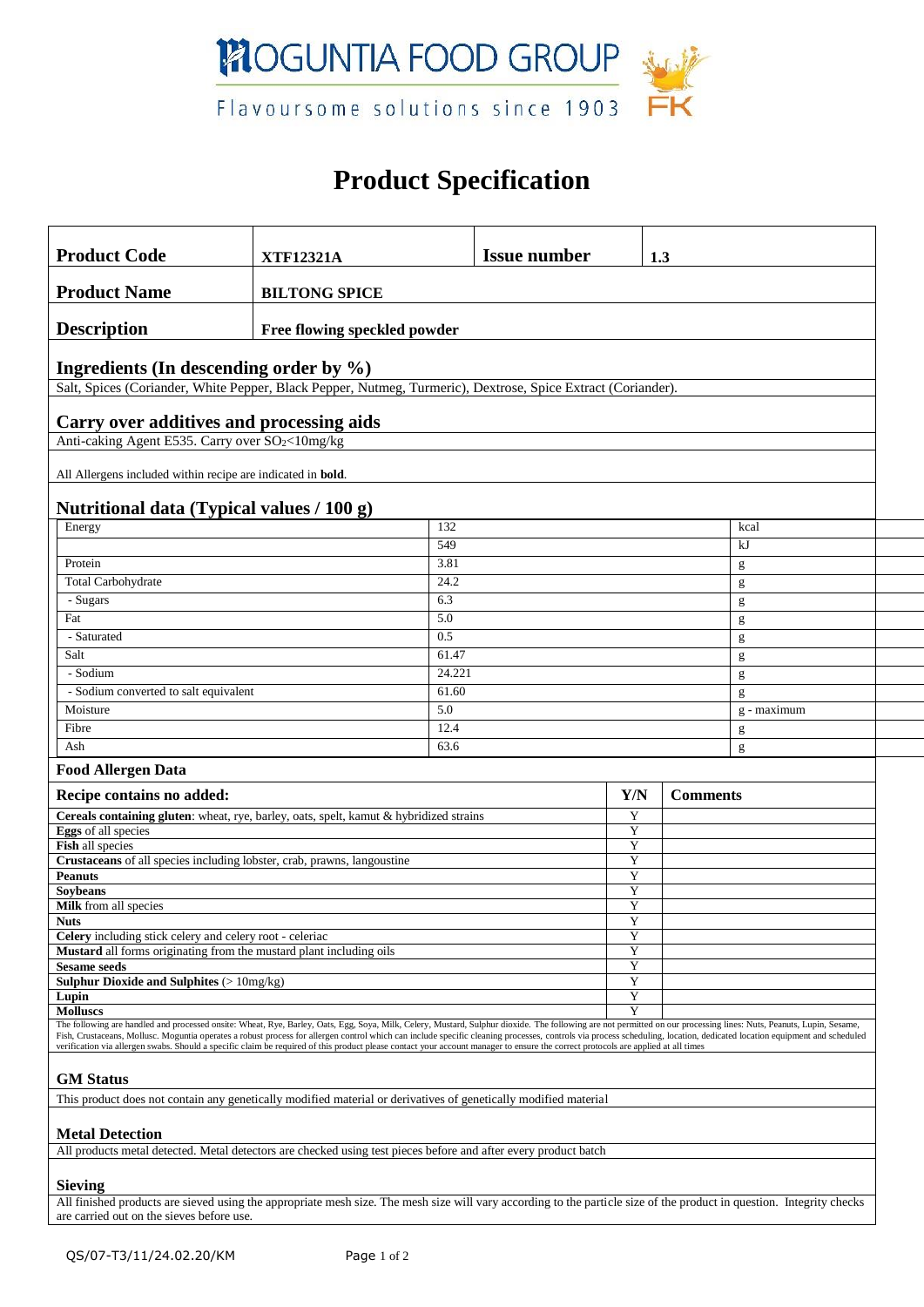MOGUNTIA FOOD GROUP

Flavoursome solutions since 1903

# Product Specification

| **Product Code** | **XTF12321A** | **Issue number** | **1.3** |
|---|---|---|---|
| **Product Name** | **BILTONG SPICE** | | |
| **Description** | **Free flowing speckled powder** | | |

## Ingredients (In descending order by %)

Salt, Spices (Coriander, White Pepper, Black Pepper, Nutmeg, Turmeric), Dextrose, Spice Extract (Coriander).

## Carry over additives and processing aids

Anti-caking Agent E535. Carry over $SO_2$<10mg/kg

All Allergens included within recipe are indicated in **bold**.

## Nutritional data (Typical values / 100 g)

| | | |
|---|---|---|
| Energy | 132 | kcal |
| | 549 | kJ |
| Protein | 3.81 | g |
| Total Carbohydrate | 24.2 | g |
| - Sugars | 6.3 | g |
| Fat | 5.0 | g |
| - Saturated | 0.5 | g |
| Salt | 61.47 | g |
| - Sodium | 24.221 | g |
| - Sodium converted to salt equivalent | 61.60 | g |
| Moisture | 5.0 | g - maximum |
| Fibre | 12.4 | g |
| Ash | 63.6 | g |

## Food Allergen Data

| **Recipe contains no added:** | **Y/N** | **Comments** |
|---|---|---|
| **Cereals containing gluten**: wheat, rye, barley, oats, spelt, kamut & hybridized strains | Y | |
| **Eggs** of all species | Y | |
| **Fish** all species | Y | |
| **Crustaceans** of all species including lobster, crab, prawns, langoustine | Y | |
| **Peanuts** | Y | |
| **Soybeans** | Y | |
| **Milk** from all species | Y | |
| **Nuts** | Y | |
| **Celery** including stick celery and celery root - celeriac | Y | |
| **Mustard** all forms originating from the mustard plant including oils | Y | |
| **Sesame seeds** | Y | |
| **Sulphur Dioxide and Sulphites** (> 10mg/kg) | Y | |
| **Lupin** | Y | |
| **Molluscs** | Y | |

The following are handled and processed onsite: Wheat, Rye, Barley, Oats, Egg, Soya, Milk, Celery, Mustard, Sulphur dioxide. The following are not permitted on our processing lines: Nuts, Peanuts, Lupin, Sesame, Fish, Crustaceans, Mollusc. Moguntia operates a robust process for allergen control which can include specific cleaning processes, controls via process scheduling, location, dedicated location equipment and scheduled verification via allergen swabs. Should a specific claim be required of this product please contact your account manager to ensure the correct protocols are applied at all times

### GM Status

This product does not contain any genetically modified material or derivatives of genetically modified material

### Metal Detection

All products metal detected. Metal detectors are checked using test pieces before and after every product batch

### Sieving

All finished products are sieved using the appropriate mesh size. The mesh size will vary according to the particle size of the product in question. Integrity checks are carried out on the sieves before use.

QS/07-T3/11/24.02.20/KM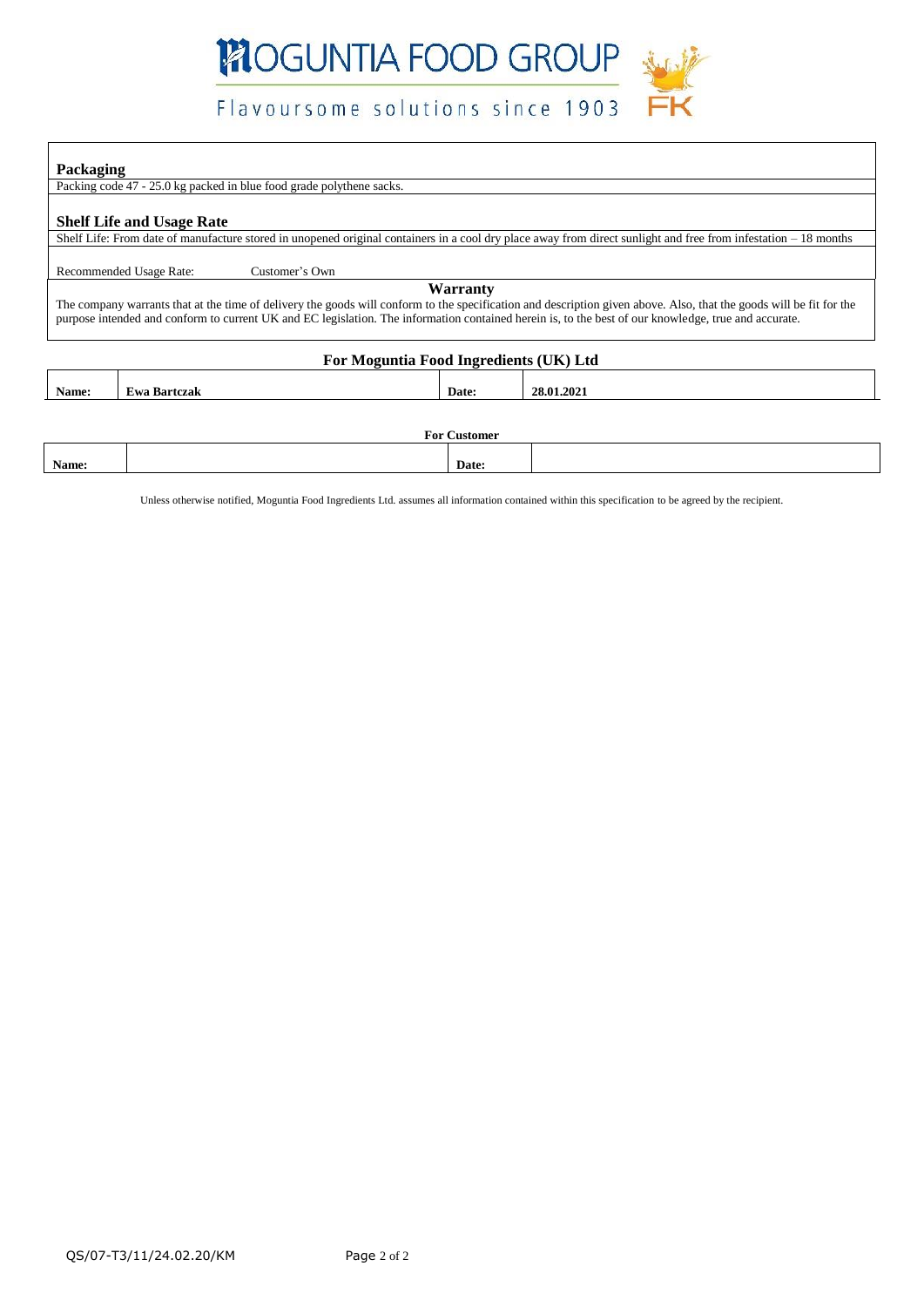## Packaging

Packing code 47 - 25.0 kg packed in blue food grade polythene sacks.

## Shelf Life and Usage Rate

Shelf Life: From date of manufacture stored in unopened original containers in a cool dry place away from direct sunlight and free from infestation – 18 months

Recommended Usage Rate: Customer's Own

## Warranty

The company warrants that at the time of delivery the goods will conform to the specification and description given above. Also, that the goods will be fit for the purpose intended and conform to current UK and EC legislation. The information contained herein is, to the best of our knowledge, true and accurate.

**For Moguntia Food Ingredients (UK) Ltd**

| | | | |
|---|---|---|---|
| **Name:** | **Ewa Bartczak** | **Date:** | **28.01.2021** |

**For Customer**

| | | | |
|---|---|---|---|
| **Name:** | | **Date:** | |

Unless otherwise notified, Moguntia Food Ingredients Ltd. assumes all information contained within this specification to be agreed by the recipient.

QS/07-T3/11/24.02.20/KM